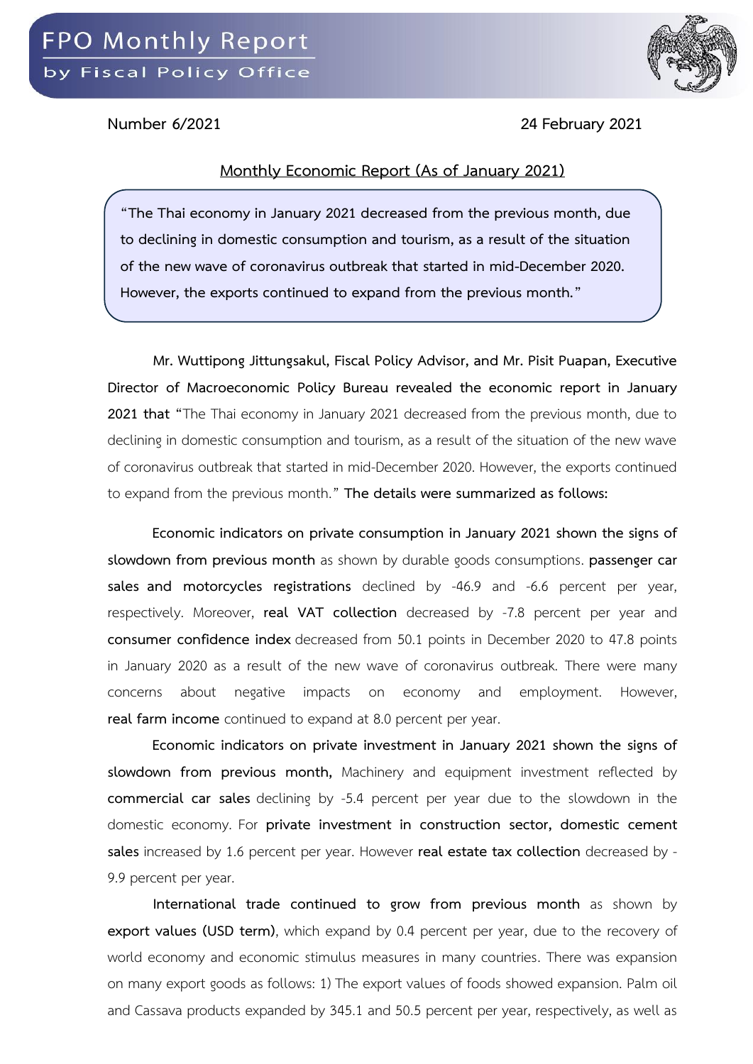# FPO Monthly Report

by Fiscal Policy Office

**Number 6/2021** **24 February 2021**

## Monthly Economic Report (As of January 2021)

> **"The Thai economy in January 2021 decreased from the previous month, due to declining in domestic consumption and tourism, as a result of the situation of the new wave of coronavirus outbreak that started in mid-December 2020. However, the exports continued to expand from the previous month."**

**Mr. Wuttipong Jittungsakul, Fiscal Policy Advisor, and Mr. Pisit Puapan, Executive Director of Macroeconomic Policy Bureau revealed the economic report in January 2021 that** "The Thai economy in January 2021 decreased from the previous month, due to declining in domestic consumption and tourism, as a result of the situation of the new wave of coronavirus outbreak that started in mid-December 2020. However, the exports continued to expand from the previous month." **The details were summarized as follows:**

**Economic indicators on private consumption in January 2021 shown the signs of slowdown from previous month** as shown by durable goods consumptions. **passenger car sales and motorcycles registrations** declined by -46.9 and -6.6 percent per year, respectively. Moreover, **real VAT collection** decreased by -7.8 percent per year and **consumer confidence index** decreased from 50.1 points in December 2020 to 47.8 points in January 2020 as a result of the new wave of coronavirus outbreak. There were many concerns about negative impacts on economy and employment. However, **real farm income** continued to expand at 8.0 percent per year.

**Economic indicators on private investment in January 2021 shown the signs of slowdown from previous month,** Machinery and equipment investment reflected by **commercial car sales** declining by -5.4 percent per year due to the slowdown in the domestic economy. For **private investment in construction sector, domestic cement sales** increased by 1.6 percent per year. However **real estate tax collection** decreased by -9.9 percent per year.

**International trade continued to grow from previous month** as shown by **export values (USD term)**, which expand by 0.4 percent per year, due to the recovery of world economy and economic stimulus measures in many countries. There was expansion on many export goods as follows: 1) The export values of foods showed expansion. Palm oil and Cassava products expanded by 345.1 and 50.5 percent per year, respectively, as well as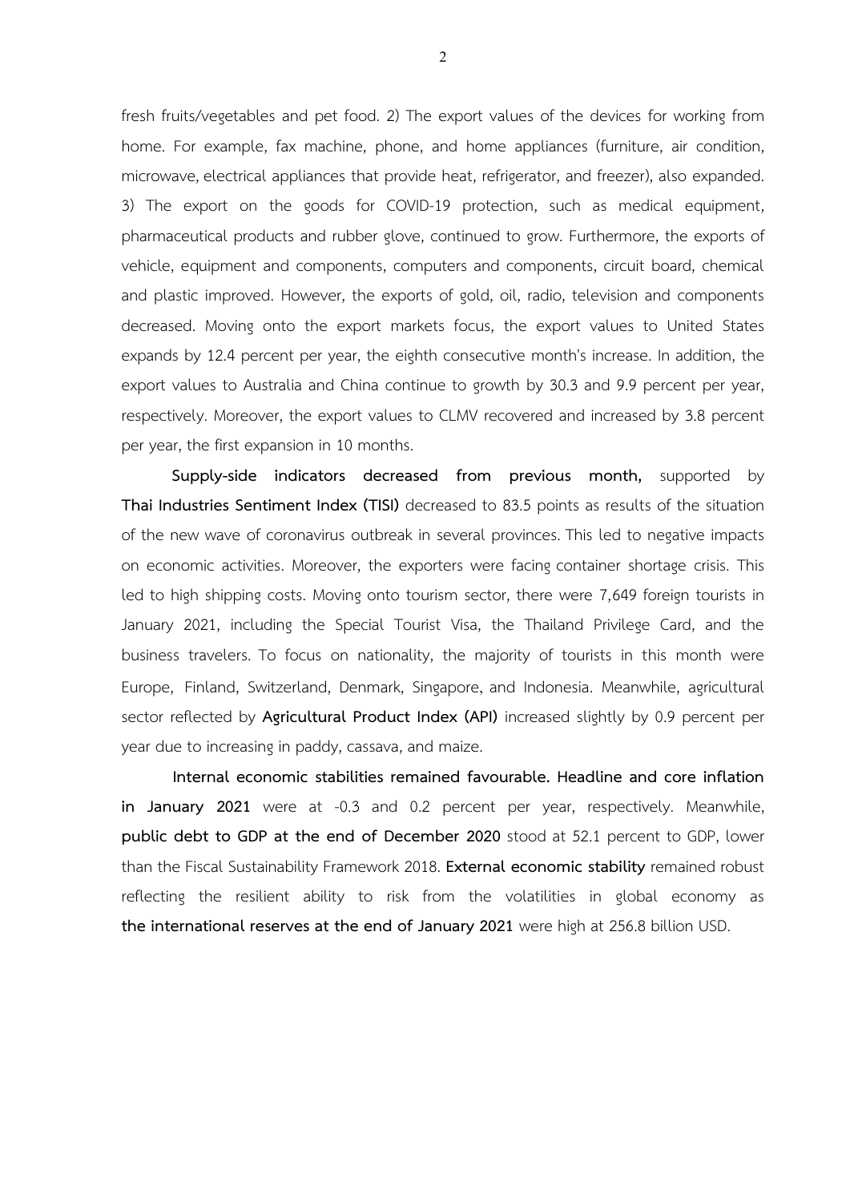fresh fruits/vegetables and pet food. 2) The export values of the devices for working from home. For example, fax machine, phone, and home appliances (furniture, air condition, microwave, electrical appliances that provide heat, refrigerator, and freezer), also expanded. 3) The export on the goods for COVID-19 protection, such as medical equipment, pharmaceutical products and rubber glove, continued to grow. Furthermore, the exports of vehicle, equipment and components, computers and components, circuit board, chemical and plastic improved. However, the exports of gold, oil, radio, television and components decreased. Moving onto the export markets focus, the export values to United States expands by 12.4 percent per year, the eighth consecutive month's increase. In addition, the export values to Australia and China continue to growth by 30.3 and 9.9 percent per year, respectively. Moreover, the export values to CLMV recovered and increased by 3.8 percent per year, the first expansion in 10 months.

**Supply-side indicators decreased from previous month,** supported by **Thai Industries Sentiment Index (TISI)** decreased to 83.5 points as results of the situation of the new wave of coronavirus outbreak in several provinces. This led to negative impacts on economic activities. Moreover, the exporters were facing container shortage crisis. This led to high shipping costs. Moving onto tourism sector, there were 7,649 foreign tourists in January 2021, including the Special Tourist Visa, the Thailand Privilege Card, and the business travelers. To focus on nationality, the majority of tourists in this month were Europe, Finland, Switzerland, Denmark, Singapore, and Indonesia. Meanwhile, agricultural sector reflected by **Agricultural Product Index (API)** increased slightly by 0.9 percent per year due to increasing in paddy, cassava, and maize.

**Internal economic stabilities remained favourable. Headline and core inflation in January 2021** were at -0.3 and 0.2 percent per year, respectively. Meanwhile, **public debt to GDP at the end of December 2020** stood at 52.1 percent to GDP, lower than the Fiscal Sustainability Framework 2018. **External economic stability** remained robust reflecting the resilient ability to risk from the volatilities in global economy as **the international reserves at the end of January 2021** were high at 256.8 billion USD.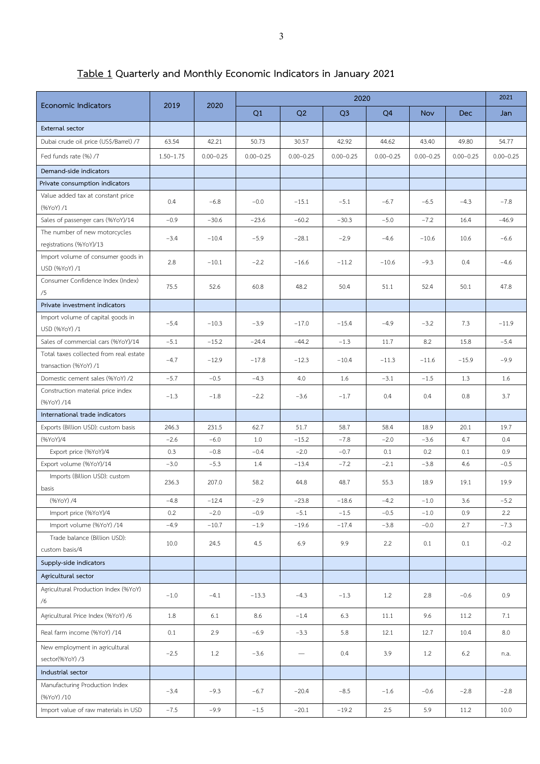**Table 1** **Quarterly and Monthly Economic Indicators in January 2021**

| Economic Indicators | 2019 | 2020 | 2020 | | | | | | 2021 |
|---|---|---|---|---|---|---|---|---|---|
| | | | Q1 | Q2 | Q3 | Q4 | Nov | Dec | Jan |
| **External sector** | | | | | | | | | |
| Dubai crude oil price (US$/Barrel) /7 | 63.54 | 42.21 | 50.73 | 30.57 | 42.92 | 44.62 | 43.40 | 49.80 | 54.77 |
| Fed funds rate (%) /7 | 1.50–1.75 | 0.00–0.25 | 0.00–0.25 | 0.00–0.25 | 0.00–0.25 | 0.00–0.25 | 0.00–0.25 | 0.00–0.25 | 0.00–0.25 |
| **Demand-side indicators** | | | | | | | | | |
| **Private consumption indicators** | | | | | | | | | |
| Value added tax at constant price (%YoY) /1 | 0.4 | −6.8 | −0.0 | −15.1 | −5.1 | −6.7 | −6.5 | −4.3 | −7.8 |
| Sales of passenger cars (%YoY)/14 | −0.9 | −30.6 | −23.6 | −60.2 | −30.3 | −5.0 | −7.2 | 16.4 | −46.9 |
| The number of new motorcycles registrations (%YoY)/13 | −3.4 | −10.4 | −5.9 | −28.1 | −2.9 | −4.6 | −10.6 | 10.6 | −6.6 |
| Import volume of consumer goods in USD (%YoY) /1 | 2.8 | −10.1 | −2.2 | −16.6 | −11.2 | −10.6 | −9.3 | 0.4 | −4.6 |
| Consumer Confidence Index (Index) /5 | 75.5 | 52.6 | 60.8 | 48.2 | 50.4 | 51.1 | 52.4 | 50.1 | 47.8 |
| **Private investment indicators** | | | | | | | | | |
| Import volume of capital goods in USD (%YoY) /1 | −5.4 | −10.3 | −3.9 | −17.0 | −15.4 | −4.9 | −3.2 | 7.3 | −11.9 |
| Sales of commercial cars (%YoY)/14 | −5.1 | −15.2 | −24.4 | −44.2 | −1.3 | 11.7 | 8.2 | 15.8 | −5.4 |
| Total taxes collected from real estate transaction (%YoY) /1 | −4.7 | −12.9 | −17.8 | −12.3 | −10.4 | −11.3 | −11.6 | −15.9 | −9.9 |
| Domestic cement sales (%YoY) /2 | −5.7 | −0.5 | −4.3 | 4.0 | 1.6 | −3.1 | −1.5 | 1.3 | 1.6 |
| Construction material price index (%YoY) /14 | −1.3 | −1.8 | −2.2 | −3.6 | −1.7 | 0.4 | 0.4 | 0.8 | 3.7 |
| **International trade indicators** | | | | | | | | | |
| Exports (Billion USD): custom basis | 246.3 | 231.5 | 62.7 | 51.7 | 58.7 | 58.4 | 18.9 | 20.1 | 19.7 |
| (%YoY)/4 | −2.6 | −6.0 | 1.0 | −15.2 | −7.8 | −2.0 | −3.6 | 4.7 | 0.4 |
| Export price (%YoY)/4 | 0.3 | −0.8 | −0.4 | −2.0 | −0.7 | 0.1 | 0.2 | 0.1 | 0.9 |
| Export volume (%YoY)/14 | −3.0 | −5.3 | 1.4 | −13.4 | −7.2 | −2.1 | −3.8 | 4.6 | −0.5 |
| Imports (Billion USD): custom basis | 236.3 | 207.0 | 58.2 | 44.8 | 48.7 | 55.3 | 18.9 | 19.1 | 19.9 |
| (%YoY) /4 | −4.8 | −12.4 | −2.9 | −23.8 | −18.6 | −4.2 | −1.0 | 3.6 | −5.2 |
| Import price (%YoY)/4 | 0.2 | −2.0 | −0.9 | −5.1 | −1.5 | −0.5 | −1.0 | 0.9 | 2.2 |
| Import volume (%YoY) /14 | −4.9 | −10.7 | −1.9 | −19.6 | −17.4 | −3.8 | −0.0 | 2.7 | −7.3 |
| Trade balance (Billion USD): custom basis/4 | 10.0 | 24.5 | 4.5 | 6.9 | 9.9 | 2.2 | 0.1 | 0.1 | -0.2 |
| **Supply-side indicators** | | | | | | | | | |
| **Agricultural sector** | | | | | | | | | |
| Agricultural Production Index (%YoY) /6 | −1.0 | −4.1 | −13.3 | −4.3 | −1.3 | 1.2 | 2.8 | −0.6 | 0.9 |
| Agricultural Price Index (%YoY) /6 | 1.8 | 6.1 | 8.6 | −1.4 | 6.3 | 11.1 | 9.6 | 11.2 | 7.1 |
| Real farm income (%YoY) /14 | 0.1 | 2.9 | −6.9 | −3.3 | 5.8 | 12.1 | 12.7 | 10.4 | 8.0 |
| New employment in agricultural sector(%YoY) /3 | −2.5 | 1.2 | −3.6 | — | 0.4 | 3.9 | 1.2 | 6.2 | n.a. |
| **Industrial sector** | | | | | | | | | |
| Manufacturing Production Index (%YoY) /10 | −3.4 | −9.3 | −6.7 | −20.4 | −8.5 | −1.6 | −0.6 | −2.8 | −2.8 |
| Import value of raw materials in USD | −7.5 | −9.9 | −1.5 | −20.1 | −19.2 | 2.5 | 5.9 | 11.2 | 10.0 |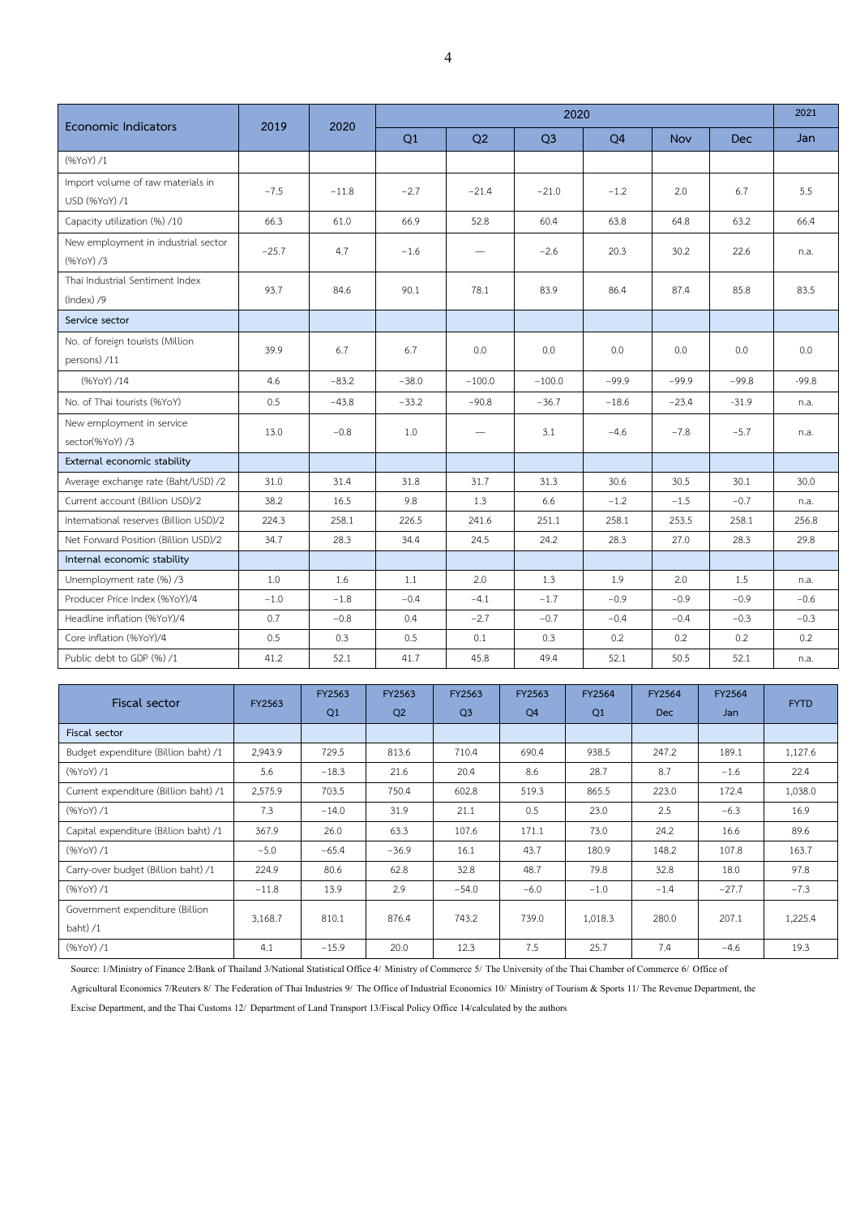| Economic Indicators | 2019 | 2020 | 2020 | | | | | | 2021 |
|---|---|---|---|---|---|---|---|---|---|
| | | | Q1 | Q2 | Q3 | Q4 | Nov | Dec | Jan |
| (%YoY) /1 | | | | | | | | | |
| Import volume of raw materials in USD (%YoY) /1 | −7.5 | −11.8 | −2.7 | −21.4 | −21.0 | −1.2 | 2.0 | 6.7 | 5.5 |
| Capacity utilization (%) /10 | 66.3 | 61.0 | 66.9 | 52.8 | 60.4 | 63.8 | 64.8 | 63.2 | 66.4 |
| New employment in industrial sector (%YoY) /3 | −25.7 | 4.7 | −1.6 | — | −2.6 | 20.3 | 30.2 | 22.6 | n.a. |
| Thai Industrial Sentiment Index (Index) /9 | 93.7 | 84.6 | 90.1 | 78.1 | 83.9 | 86.4 | 87.4 | 85.8 | 83.5 |
| Service sector | | | | | | | | | |
| No. of foreign tourists (Million persons) /11 | 39.9 | 6.7 | 6.7 | 0.0 | 0.0 | 0.0 | 0.0 | 0.0 | 0.0 |
| (%YoY) /14 | 4.6 | −83.2 | −38.0 | −100.0 | −100.0 | −99.9 | −99.9 | −99.8 | -99.8 |
| No. of Thai tourists (%YoY) | 0.5 | −43.8 | −33.2 | −90.8 | −36.7 | −18.6 | −23.4 | −31.9 | n.a. |
| New employment in service sector(%YoY) /3 | 13.0 | −0.8 | 1.0 | — | 3.1 | −4.6 | −7.8 | −5.7 | n.a. |
| External economic stability | | | | | | | | | |
| Average exchange rate (Baht/USD) /2 | 31.0 | 31.4 | 31.8 | 31.7 | 31.3 | 30.6 | 30.5 | 30.1 | 30.0 |
| Current account (Billion USD)/2 | 38.2 | 16.5 | 9.8 | 1.3 | 6.6 | −1.2 | −1.5 | −0.7 | n.a. |
| International reserves (Billion USD)/2 | 224.3 | 258.1 | 226.5 | 241.6 | 251.1 | 258.1 | 253.5 | 258.1 | 256.8 |
| Net Forward Position (Billion USD)/2 | 34.7 | 28.3 | 34.4 | 24.5 | 24.2 | 28.3 | 27.0 | 28.3 | 29.8 |
| Internal economic stability | | | | | | | | | |
| Unemployment rate (%) /3 | 1.0 | 1.6 | 1.1 | 2.0 | 1.3 | 1.9 | 2.0 | 1.5 | n.a. |
| Producer Price Index (%YoY)/4 | −1.0 | −1.8 | −0.4 | −4.1 | −1.7 | −0.9 | −0.9 | −0.9 | −0.6 |
| Headline inflation (%YoY)/4 | 0.7 | −0.8 | 0.4 | −2.7 | −0.7 | −0.4 | −0.4 | −0.3 | −0.3 |
| Core inflation (%YoY)/4 | 0.5 | 0.3 | 0.5 | 0.1 | 0.3 | 0.2 | 0.2 | 0.2 | 0.2 |
| Public debt to GDP (%) /1 | 41.2 | 52.1 | 41.7 | 45.8 | 49.4 | 52.1 | 50.5 | 52.1 | n.a. |

| Fiscal sector | FY2563 | FY2563 Q1 | FY2563 Q2 | FY2563 Q3 | FY2563 Q4 | FY2564 Q1 | FY2564 Dec | FY2564 Jan | FYTD |
|---|---|---|---|---|---|---|---|---|---|
| Fiscal sector | | | | | | | | | |
| Budget expenditure (Billion baht) /1 | 2,943.9 | 729.5 | 813.6 | 710.4 | 690.4 | 938.5 | 247.2 | 189.1 | 1,127.6 |
| (%YoY) /1 | 5.6 | −18.3 | 21.6 | 20.4 | 8.6 | 28.7 | 8.7 | −1.6 | 22.4 |
| Current expenditure (Billion baht) /1 | 2,575.9 | 703.5 | 750.4 | 602.8 | 519.3 | 865.5 | 223.0 | 172.4 | 1,038.0 |
| (%YoY) /1 | 7.3 | −14.0 | 31.9 | 21.1 | 0.5 | 23.0 | 2.5 | −6.3 | 16.9 |
| Capital expenditure (Billion baht) /1 | 367.9 | 26.0 | 63.3 | 107.6 | 171.1 | 73.0 | 24.2 | 16.6 | 89.6 |
| (%YoY) /1 | −5.0 | −65.4 | −36.9 | 16.1 | 43.7 | 180.9 | 148.2 | 107.8 | 163.7 |
| Carry-over budget (Billion baht) /1 | 224.9 | 80.6 | 62.8 | 32.8 | 48.7 | 79.8 | 32.8 | 18.0 | 97.8 |
| (%YoY) /1 | −11.8 | 13.9 | 2.9 | −54.0 | −6.0 | −1.0 | −1.4 | −27.7 | −7.3 |
| Government expenditure (Billion baht) /1 | 3,168.7 | 810.1 | 876.4 | 743.2 | 739.0 | 1,018.3 | 280.0 | 207.1 | 1,225.4 |
| (%YoY) /1 | 4.1 | −15.9 | 20.0 | 12.3 | 7.5 | 25.7 | 7.4 | −4.6 | 19.3 |

Source: 1/Ministry of Finance 2/Bank of Thailand 3/National Statistical Office 4/ Ministry of Commerce 5/ The University of the Thai Chamber of Commerce 6/ Office of Agricultural Economics 7/Reuters 8/ The Federation of Thai Industries 9/ The Office of Industrial Economics 10/ Ministry of Tourism & Sports 11/ The Revenue Department, the Excise Department, and the Thai Customs 12/ Department of Land Transport 13/Fiscal Policy Office 14/calculated by the authors